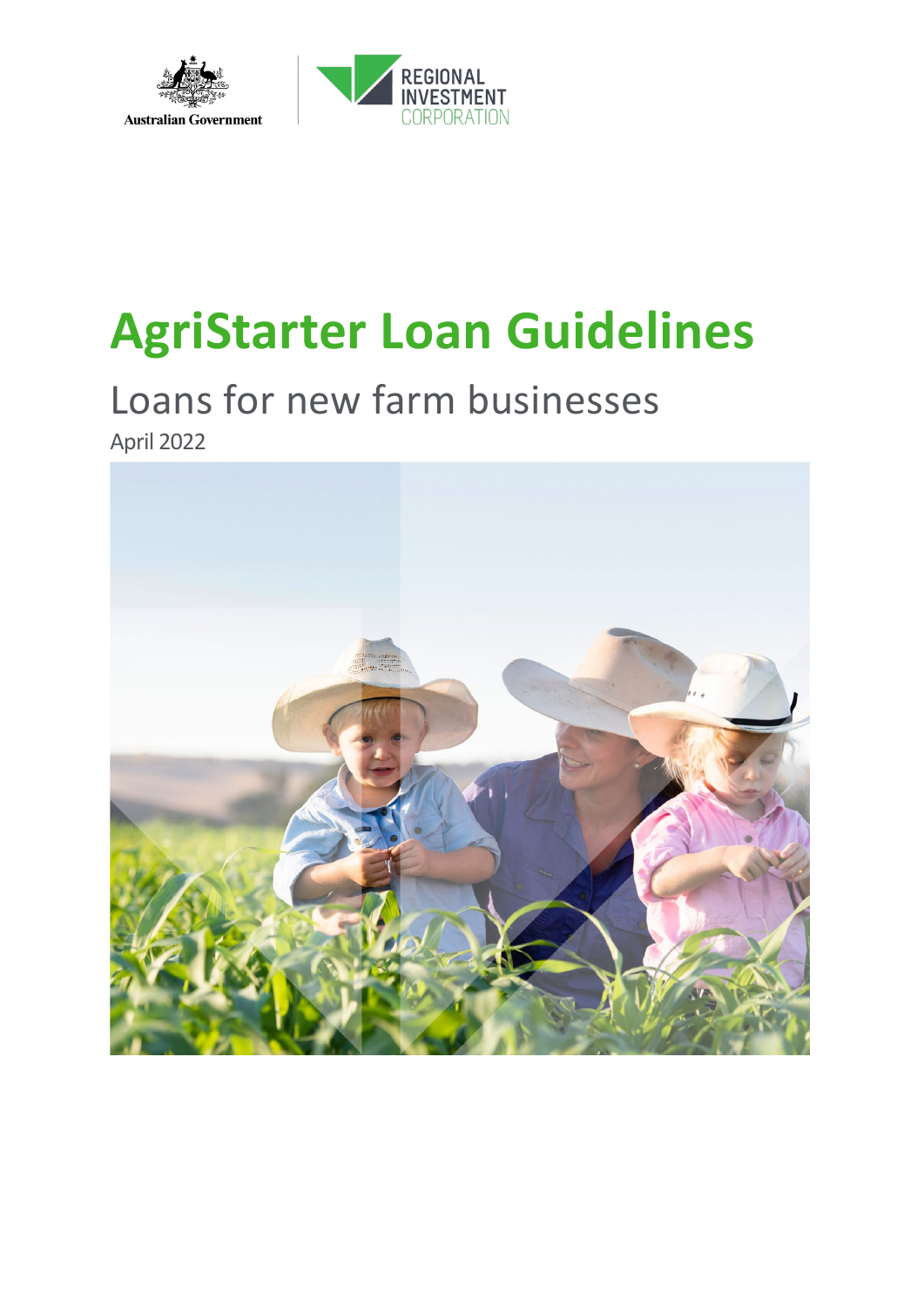Australian Government

REGIONAL INVESTMENT CORPORATION

# AgriStarter Loan Guidelines

## Loans for new farm businesses

April 2022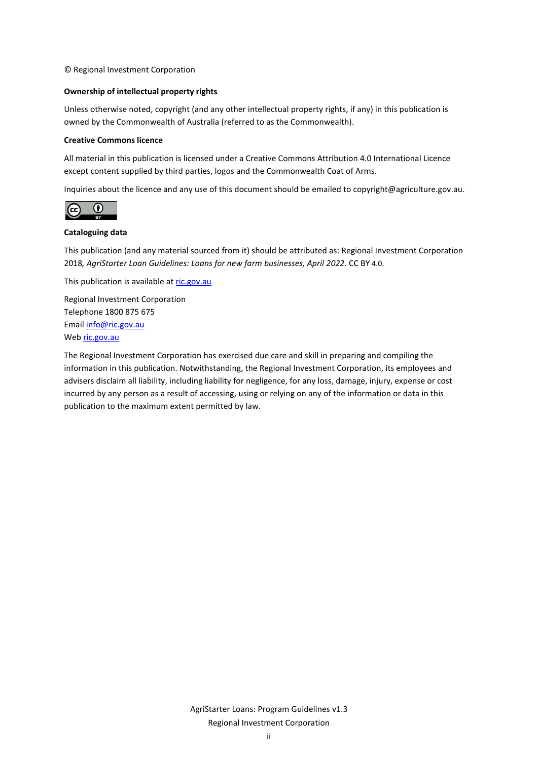© Regional Investment Corporation

**Ownership of intellectual property rights**

Unless otherwise noted, copyright (and any other intellectual property rights, if any) in this publication is owned by the Commonwealth of Australia (referred to as the Commonwealth).

**Creative Commons licence**

All material in this publication is licensed under a Creative Commons Attribution 4.0 International Licence except content supplied by third parties, logos and the Commonwealth Coat of Arms.

Inquiries about the licence and any use of this document should be emailed to copyright@agriculture.gov.au.

**Cataloguing data**

This publication (and any material sourced from it) should be attributed as: Regional Investment Corporation 2018*, AgriStarter Loan Guidelines: Loans for new farm businesses, April 2022*. CC BY 4.0.

This publication is available at [ric.gov.au](ric.gov.au)

Regional Investment Corporation
Telephone 1800 875 675
Email [info@ric.gov.au](mailto:info@ric.gov.au)
Web [ric.gov.au](ric.gov.au)

The Regional Investment Corporation has exercised due care and skill in preparing and compiling the information in this publication. Notwithstanding, the Regional Investment Corporation, its employees and advisers disclaim all liability, including liability for negligence, for any loss, damage, injury, expense or cost incurred by any person as a result of accessing, using or relying on any of the information or data in this publication to the maximum extent permitted by law.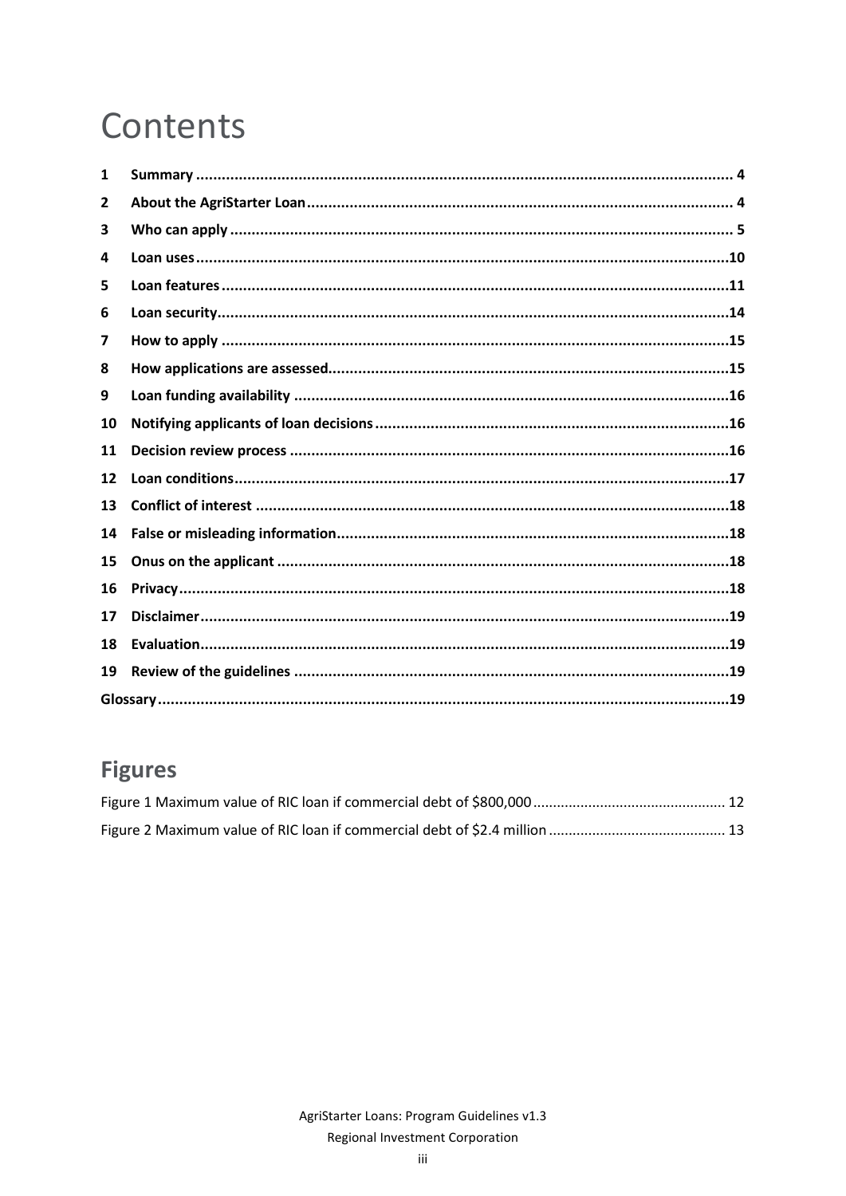# Contents

| | | |
|---|---|---|
| 1 | **Summary** | 4 |
| 2 | **About the AgriStarter Loan** | 4 |
| 3 | **Who can apply** | 5 |
| 4 | **Loan uses** | 10 |
| 5 | **Loan features** | 11 |
| 6 | **Loan security** | 14 |
| 7 | **How to apply** | 15 |
| 8 | **How applications are assessed** | 15 |
| 9 | **Loan funding availability** | 16 |
| 10 | **Notifying applicants of loan decisions** | 16 |
| 11 | **Decision review process** | 16 |
| 12 | **Loan conditions** | 17 |
| 13 | **Conflict of interest** | 18 |
| 14 | **False or misleading information** | 18 |
| 15 | **Onus on the applicant** | 18 |
| 16 | **Privacy** | 18 |
| 17 | **Disclaimer** | 19 |
| 18 | **Evaluation** | 19 |
| 19 | **Review of the guidelines** | 19 |
| **Glossary** | | 19 |

## Figures

Figure 1 Maximum value of RIC loan if commercial debt of $800,000 ........ 12

Figure 2 Maximum value of RIC loan if commercial debt of $2.4 million ........ 13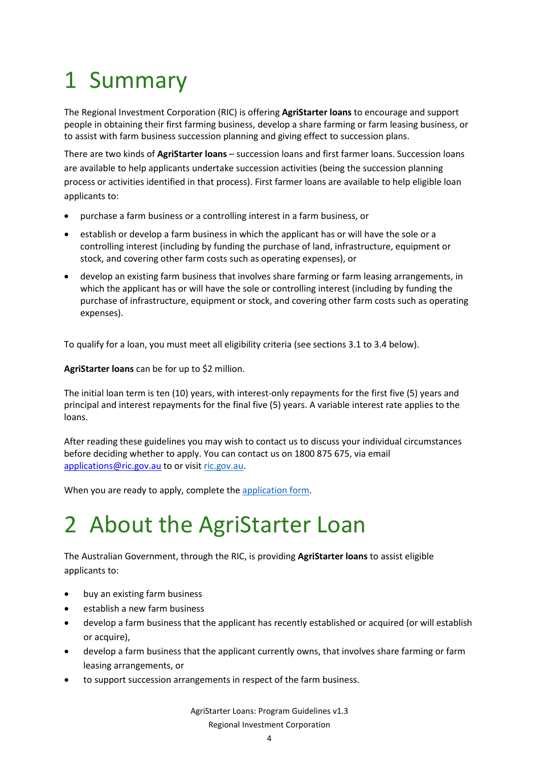# 1 Summary

The Regional Investment Corporation (RIC) is offering **AgriStarter loans** to encourage and support people in obtaining their first farming business, develop a share farming or farm leasing business, or to assist with farm business succession planning and giving effect to succession plans.

There are two kinds of **AgriStarter loans** – succession loans and first farmer loans. Succession loans are available to help applicants undertake succession activities (being the succession planning process or activities identified in that process). First farmer loans are available to help eligible loan applicants to:

- purchase a farm business or a controlling interest in a farm business, or
- establish or develop a farm business in which the applicant has or will have the sole or a controlling interest (including by funding the purchase of land, infrastructure, equipment or stock, and covering other farm costs such as operating expenses), or
- develop an existing farm business that involves share farming or farm leasing arrangements, in which the applicant has or will have the sole or controlling interest (including by funding the purchase of infrastructure, equipment or stock, and covering other farm costs such as operating expenses).

To qualify for a loan, you must meet all eligibility criteria (see sections 3.1 to 3.4 below).

**AgriStarter loans** can be for up to $2 million.

The initial loan term is ten (10) years, with interest-only repayments for the first five (5) years and principal and interest repayments for the final five (5) years. A variable interest rate applies to the loans.

After reading these guidelines you may wish to contact us to discuss your individual circumstances before deciding whether to apply. You can contact us on 1800 875 675, via email [applications@ric.gov.au](mailto:applications@ric.gov.au) to or visit [ric.gov.au](ric.gov.au).

When you are ready to apply, complete the [application form](application form).

# 2 About the AgriStarter Loan

The Australian Government, through the RIC, is providing **AgriStarter loans** to assist eligible applicants to:

- buy an existing farm business
- establish a new farm business
- develop a farm business that the applicant has recently established or acquired (or will establish or acquire),
- develop a farm business that the applicant currently owns, that involves share farming or farm leasing arrangements, or
- to support succession arrangements in respect of the farm business.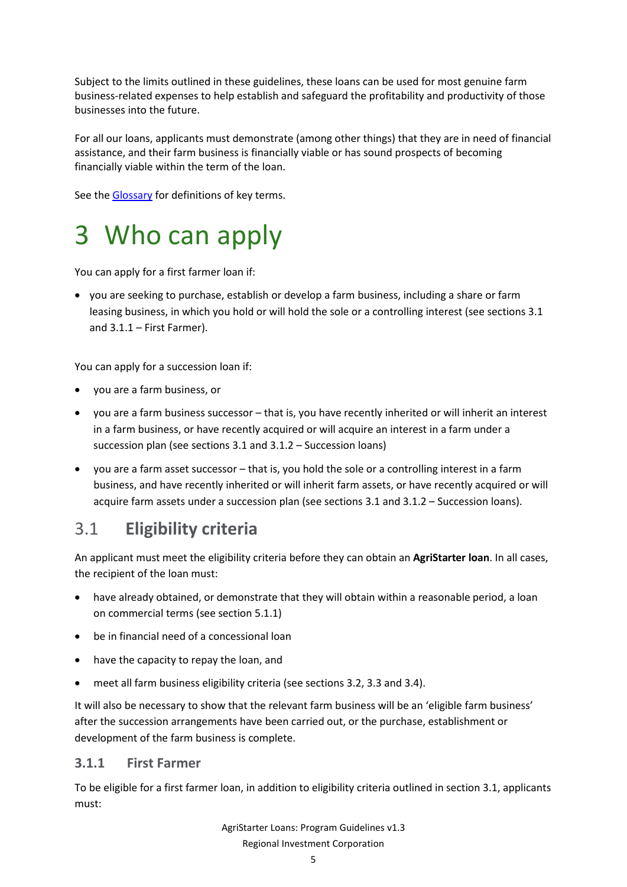Subject to the limits outlined in these guidelines, these loans can be used for most genuine farm business-related expenses to help establish and safeguard the profitability and productivity of those businesses into the future.

For all our loans, applicants must demonstrate (among other things) that they are in need of financial assistance, and their farm business is financially viable or has sound prospects of becoming financially viable within the term of the loan.

See the Glossary for definitions of key terms.

# 3 Who can apply

You can apply for a first farmer loan if:

- you are seeking to purchase, establish or develop a farm business, including a share or farm leasing business, in which you hold or will hold the sole or a controlling interest (see sections 3.1 and 3.1.1 – First Farmer).

You can apply for a succession loan if:

- you are a farm business, or
- you are a farm business successor – that is, you have recently inherited or will inherit an interest in a farm business, or have recently acquired or will acquire an interest in a farm under a succession plan (see sections 3.1 and 3.1.2 – Succession loans)
- you are a farm asset successor – that is, you hold the sole or a controlling interest in a farm business, and have recently inherited or will inherit farm assets, or have recently acquired or will acquire farm assets under a succession plan (see sections 3.1 and 3.1.2 – Succession loans).

## 3.1 Eligibility criteria

An applicant must meet the eligibility criteria before they can obtain an **AgriStarter loan**. In all cases, the recipient of the loan must:

- have already obtained, or demonstrate that they will obtain within a reasonable period, a loan on commercial terms (see section 5.1.1)
- be in financial need of a concessional loan
- have the capacity to repay the loan, and
- meet all farm business eligibility criteria (see sections 3.2, 3.3 and 3.4).

It will also be necessary to show that the relevant farm business will be an 'eligible farm business' after the succession arrangements have been carried out, or the purchase, establishment or development of the farm business is complete.

### 3.1.1 First Farmer

To be eligible for a first farmer loan, in addition to eligibility criteria outlined in section 3.1, applicants must: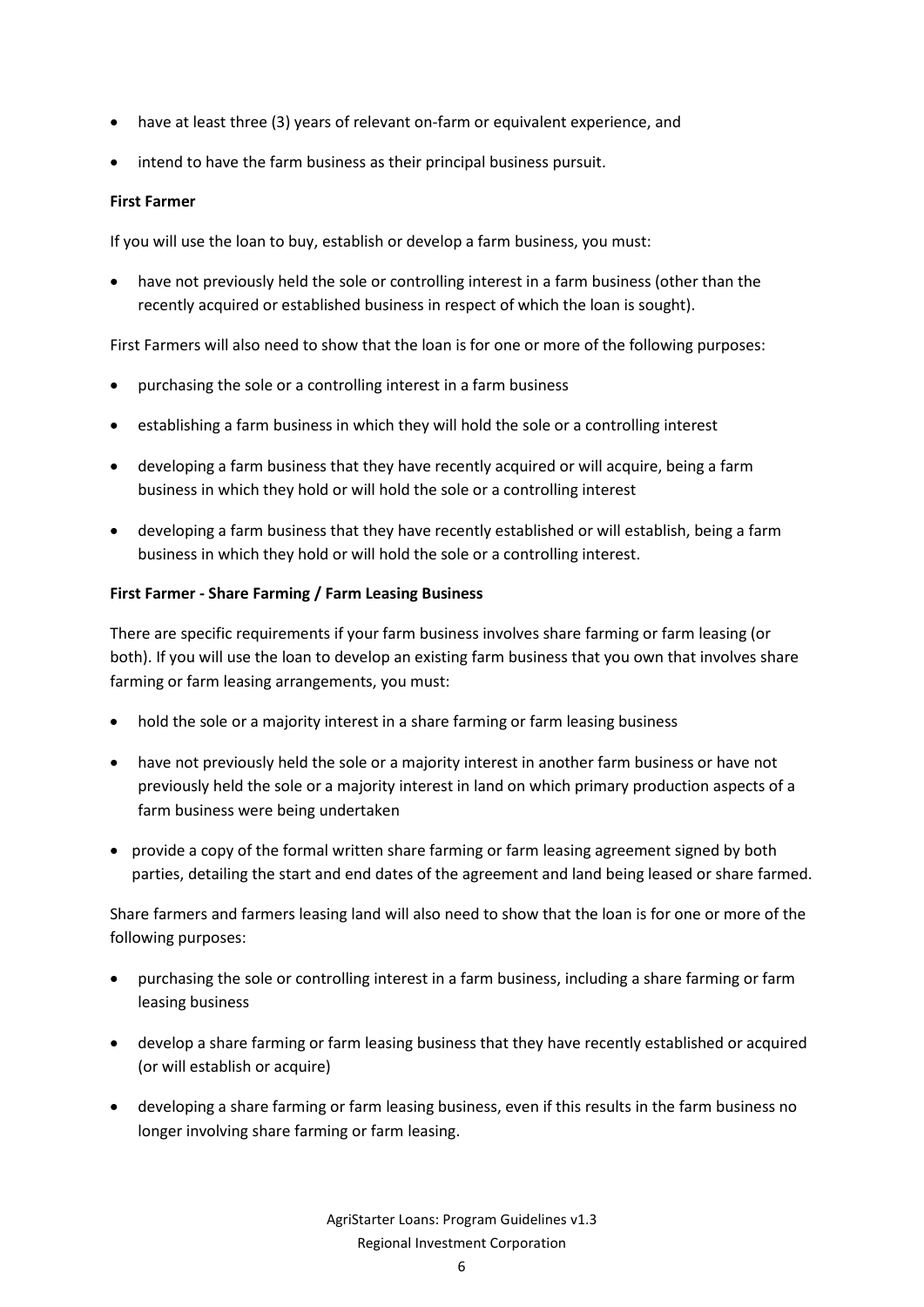- have at least three (3) years of relevant on-farm or equivalent experience, and
- intend to have the farm business as their principal business pursuit.

**First Farmer**

If you will use the loan to buy, establish or develop a farm business, you must:

- have not previously held the sole or controlling interest in a farm business (other than the recently acquired or established business in respect of which the loan is sought).

First Farmers will also need to show that the loan is for one or more of the following purposes:

- purchasing the sole or a controlling interest in a farm business
- establishing a farm business in which they will hold the sole or a controlling interest
- developing a farm business that they have recently acquired or will acquire, being a farm business in which they hold or will hold the sole or a controlling interest
- developing a farm business that they have recently established or will establish, being a farm business in which they hold or will hold the sole or a controlling interest.

**First Farmer - Share Farming / Farm Leasing Business**

There are specific requirements if your farm business involves share farming or farm leasing (or both). If you will use the loan to develop an existing farm business that you own that involves share farming or farm leasing arrangements, you must:

- hold the sole or a majority interest in a share farming or farm leasing business
- have not previously held the sole or a majority interest in another farm business or have not previously held the sole or a majority interest in land on which primary production aspects of a farm business were being undertaken
- provide a copy of the formal written share farming or farm leasing agreement signed by both parties, detailing the start and end dates of the agreement and land being leased or share farmed.

Share farmers and farmers leasing land will also need to show that the loan is for one or more of the following purposes:

- purchasing the sole or controlling interest in a farm business, including a share farming or farm leasing business
- develop a share farming or farm leasing business that they have recently established or acquired (or will establish or acquire)
- developing a share farming or farm leasing business, even if this results in the farm business no longer involving share farming or farm leasing.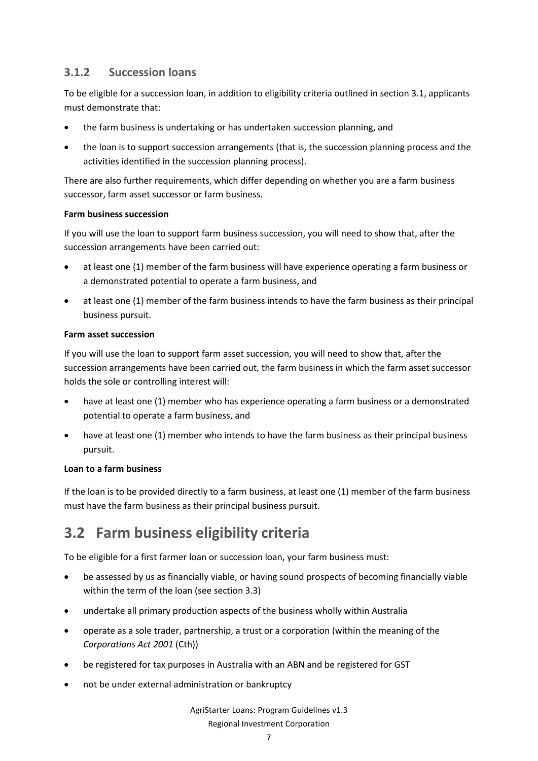### 3.1.2 Succession loans

To be eligible for a succession loan, in addition to eligibility criteria outlined in section 3.1, applicants must demonstrate that:

- the farm business is undertaking or has undertaken succession planning, and
- the loan is to support succession arrangements (that is, the succession planning process and the activities identified in the succession planning process).

There are also further requirements, which differ depending on whether you are a farm business successor, farm asset successor or farm business.

**Farm business succession**

If you will use the loan to support farm business succession, you will need to show that, after the succession arrangements have been carried out:

- at least one (1) member of the farm business will have experience operating a farm business or a demonstrated potential to operate a farm business, and
- at least one (1) member of the farm business intends to have the farm business as their principal business pursuit.

**Farm asset succession**

If you will use the loan to support farm asset succession, you will need to show that, after the succession arrangements have been carried out, the farm business in which the farm asset successor holds the sole or controlling interest will:

- have at least one (1) member who has experience operating a farm business or a demonstrated potential to operate a farm business, and
- have at least one (1) member who intends to have the farm business as their principal business pursuit.

**Loan to a farm business**

If the loan is to be provided directly to a farm business, at least one (1) member of the farm business must have the farm business as their principal business pursuit.

## 3.2 Farm business eligibility criteria

To be eligible for a first farmer loan or succession loan, your farm business must:

- be assessed by us as financially viable, or having sound prospects of becoming financially viable within the term of the loan (see section 3.3)
- undertake all primary production aspects of the business wholly within Australia
- operate as a sole trader, partnership, a trust or a corporation (within the meaning of the *Corporations Act 2001* (Cth))
- be registered for tax purposes in Australia with an ABN and be registered for GST
- not be under external administration or bankruptcy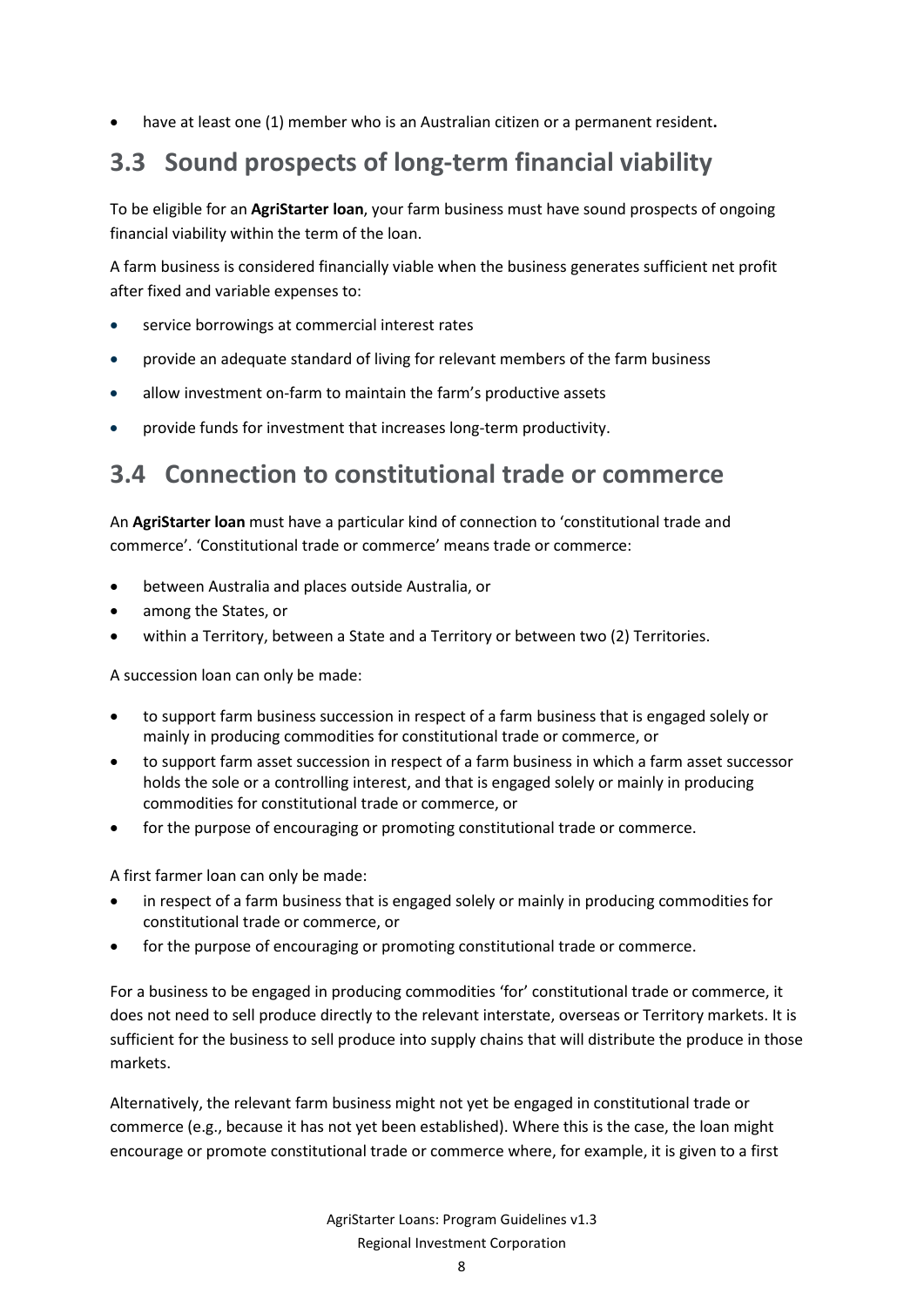- have at least one (1) member who is an Australian citizen or a permanent resident**.**

## 3.3 Sound prospects of long-term financial viability

To be eligible for an **AgriStarter loan**, your farm business must have sound prospects of ongoing financial viability within the term of the loan.

A farm business is considered financially viable when the business generates sufficient net profit after fixed and variable expenses to:

- service borrowings at commercial interest rates
- provide an adequate standard of living for relevant members of the farm business
- allow investment on-farm to maintain the farm's productive assets
- provide funds for investment that increases long-term productivity.

## 3.4 Connection to constitutional trade or commerce

An **AgriStarter loan** must have a particular kind of connection to 'constitutional trade and commerce'. 'Constitutional trade or commerce' means trade or commerce:

- between Australia and places outside Australia, or
- among the States, or
- within a Territory, between a State and a Territory or between two (2) Territories.

A succession loan can only be made:

- to support farm business succession in respect of a farm business that is engaged solely or mainly in producing commodities for constitutional trade or commerce, or
- to support farm asset succession in respect of a farm business in which a farm asset successor holds the sole or a controlling interest, and that is engaged solely or mainly in producing commodities for constitutional trade or commerce, or
- for the purpose of encouraging or promoting constitutional trade or commerce.

A first farmer loan can only be made:

- in respect of a farm business that is engaged solely or mainly in producing commodities for constitutional trade or commerce, or
- for the purpose of encouraging or promoting constitutional trade or commerce.

For a business to be engaged in producing commodities 'for' constitutional trade or commerce, it does not need to sell produce directly to the relevant interstate, overseas or Territory markets. It is sufficient for the business to sell produce into supply chains that will distribute the produce in those markets.

Alternatively, the relevant farm business might not yet be engaged in constitutional trade or commerce (e.g., because it has not yet been established). Where this is the case, the loan might encourage or promote constitutional trade or commerce where, for example, it is given to a first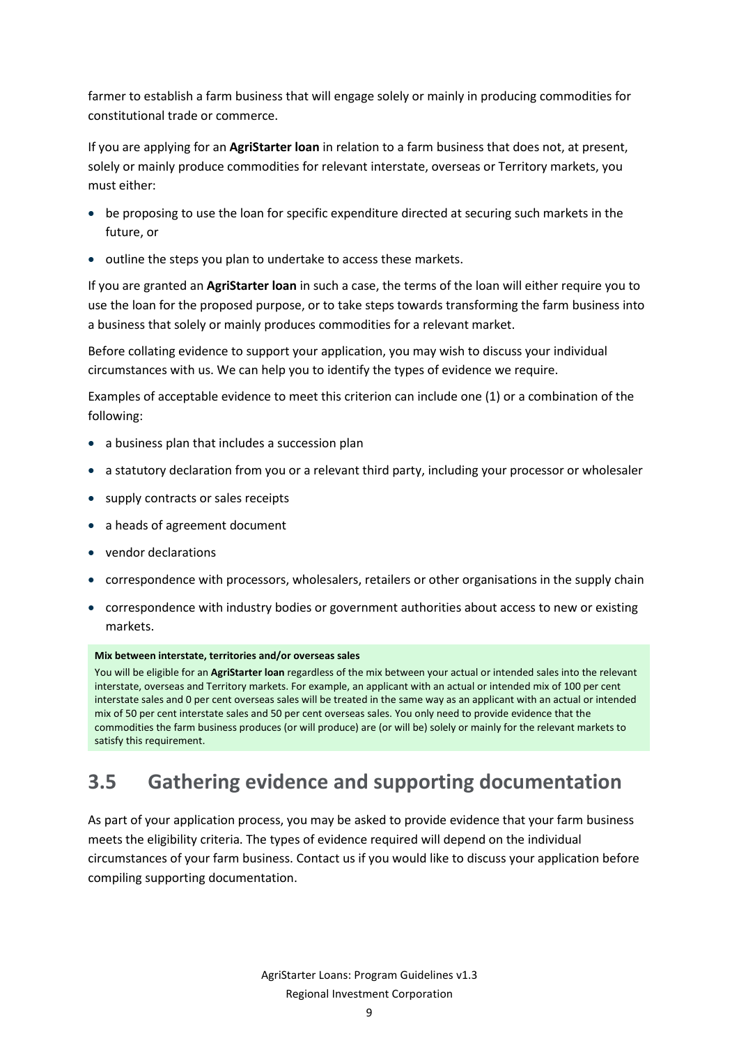farmer to establish a farm business that will engage solely or mainly in producing commodities for constitutional trade or commerce.

If you are applying for an **AgriStarter loan** in relation to a farm business that does not, at present, solely or mainly produce commodities for relevant interstate, overseas or Territory markets, you must either:

- be proposing to use the loan for specific expenditure directed at securing such markets in the future, or
- outline the steps you plan to undertake to access these markets.

If you are granted an **AgriStarter loan** in such a case, the terms of the loan will either require you to use the loan for the proposed purpose, or to take steps towards transforming the farm business into a business that solely or mainly produces commodities for a relevant market.

Before collating evidence to support your application, you may wish to discuss your individual circumstances with us. We can help you to identify the types of evidence we require.

Examples of acceptable evidence to meet this criterion can include one (1) or a combination of the following:

- a business plan that includes a succession plan
- a statutory declaration from you or a relevant third party, including your processor or wholesaler
- supply contracts or sales receipts
- a heads of agreement document
- vendor declarations
- correspondence with processors, wholesalers, retailers or other organisations in the supply chain
- correspondence with industry bodies or government authorities about access to new or existing markets.

**Mix between interstate, territories and/or overseas sales**

You will be eligible for an **AgriStarter loan** regardless of the mix between your actual or intended sales into the relevant interstate, overseas and Territory markets. For example, an applicant with an actual or intended mix of 100 per cent interstate sales and 0 per cent overseas sales will be treated in the same way as an applicant with an actual or intended mix of 50 per cent interstate sales and 50 per cent overseas sales. You only need to provide evidence that the commodities the farm business produces (or will produce) are (or will be) solely or mainly for the relevant markets to satisfy this requirement.

## 3.5 Gathering evidence and supporting documentation

As part of your application process, you may be asked to provide evidence that your farm business meets the eligibility criteria. The types of evidence required will depend on the individual circumstances of your farm business. Contact us if you would like to discuss your application before compiling supporting documentation.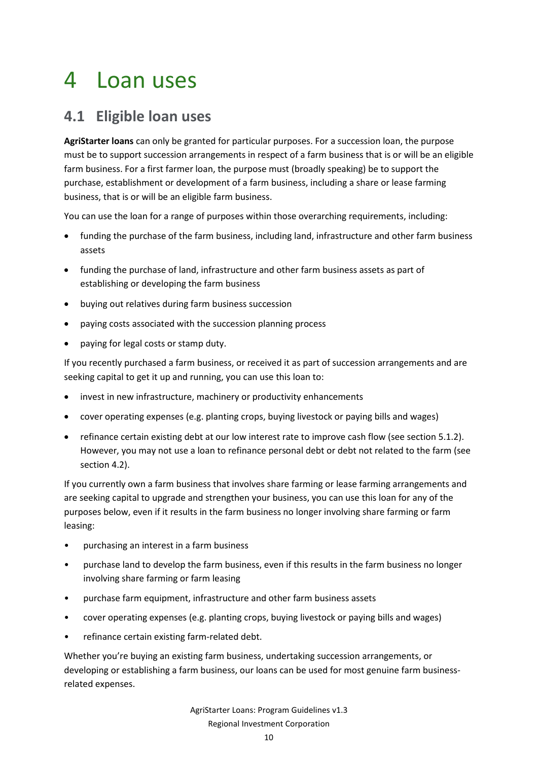# 4 Loan uses

## 4.1 Eligible loan uses

**AgriStarter loans** can only be granted for particular purposes. For a succession loan, the purpose must be to support succession arrangements in respect of a farm business that is or will be an eligible farm business. For a first farmer loan, the purpose must (broadly speaking) be to support the purchase, establishment or development of a farm business, including a share or lease farming business, that is or will be an eligible farm business.

You can use the loan for a range of purposes within those overarching requirements, including:

- funding the purchase of the farm business, including land, infrastructure and other farm business assets
- funding the purchase of land, infrastructure and other farm business assets as part of establishing or developing the farm business
- buying out relatives during farm business succession
- paying costs associated with the succession planning process
- paying for legal costs or stamp duty.

If you recently purchased a farm business, or received it as part of succession arrangements and are seeking capital to get it up and running, you can use this loan to:

- invest in new infrastructure, machinery or productivity enhancements
- cover operating expenses (e.g. planting crops, buying livestock or paying bills and wages)
- refinance certain existing debt at our low interest rate to improve cash flow (see section 5.1.2). However, you may not use a loan to refinance personal debt or debt not related to the farm (see section 4.2).

If you currently own a farm business that involves share farming or lease farming arrangements and are seeking capital to upgrade and strengthen your business, you can use this loan for any of the purposes below, even if it results in the farm business no longer involving share farming or farm leasing:

- purchasing an interest in a farm business
- purchase land to develop the farm business, even if this results in the farm business no longer involving share farming or farm leasing
- purchase farm equipment, infrastructure and other farm business assets
- cover operating expenses (e.g. planting crops, buying livestock or paying bills and wages)
- refinance certain existing farm-related debt.

Whether you're buying an existing farm business, undertaking succession arrangements, or developing or establishing a farm business, our loans can be used for most genuine farm business-related expenses.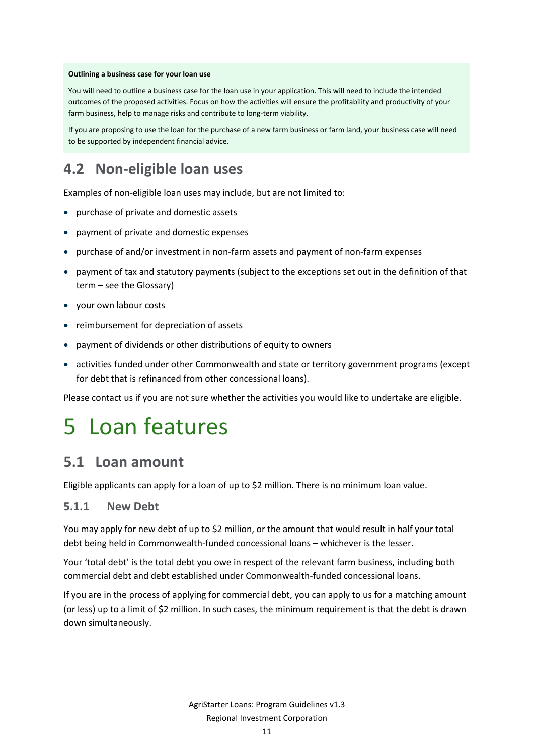**Outlining a business case for your loan use**

You will need to outline a business case for the loan use in your application. This will need to include the intended outcomes of the proposed activities. Focus on how the activities will ensure the profitability and productivity of your farm business, help to manage risks and contribute to long-term viability.

If you are proposing to use the loan for the purchase of a new farm business or farm land, your business case will need to be supported by independent financial advice.

## 4.2 Non-eligible loan uses

Examples of non-eligible loan uses may include, but are not limited to:

- purchase of private and domestic assets
- payment of private and domestic expenses
- purchase of and/or investment in non-farm assets and payment of non-farm expenses
- payment of tax and statutory payments (subject to the exceptions set out in the definition of that term – see the Glossary)
- your own labour costs
- reimbursement for depreciation of assets
- payment of dividends or other distributions of equity to owners
- activities funded under other Commonwealth and state or territory government programs (except for debt that is refinanced from other concessional loans).

Please contact us if you are not sure whether the activities you would like to undertake are eligible.

# 5 Loan features

## 5.1 Loan amount

Eligible applicants can apply for a loan of up to $2 million. There is no minimum loan value.

### 5.1.1 New Debt

You may apply for new debt of up to $2 million, or the amount that would result in half your total debt being held in Commonwealth-funded concessional loans – whichever is the lesser.

Your 'total debt' is the total debt you owe in respect of the relevant farm business, including both commercial debt and debt established under Commonwealth-funded concessional loans.

If you are in the process of applying for commercial debt, you can apply to us for a matching amount (or less) up to a limit of $2 million. In such cases, the minimum requirement is that the debt is drawn down simultaneously.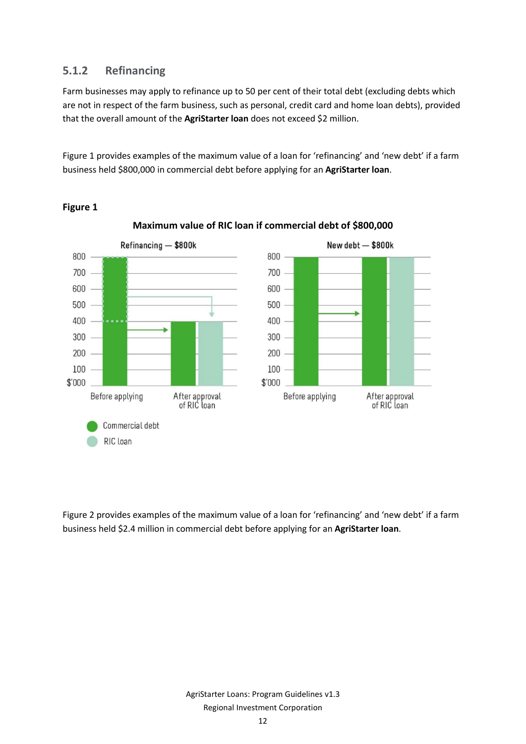### 5.1.2 Refinancing

Farm businesses may apply to refinance up to 50 per cent of their total debt (excluding debts which are not in respect of the farm business, such as personal, credit card and home loan debts), provided that the overall amount of the **AgriStarter loan** does not exceed $2 million.

Figure 1 provides examples of the maximum value of a loan for 'refinancing' and 'new debt' if a farm business held $800,000 in commercial debt before applying for an **AgriStarter loan**.

**Figure 1**

**Maximum value of RIC loan if commercial debt of $800,000**

Refinancing — $800k

New debt — $800k

Before applying | After approval of RIC loan

Commercial debt

RIC loan

Figure 2 provides examples of the maximum value of a loan for 'refinancing' and 'new debt' if a farm business held $2.4 million in commercial debt before applying for an **AgriStarter loan**.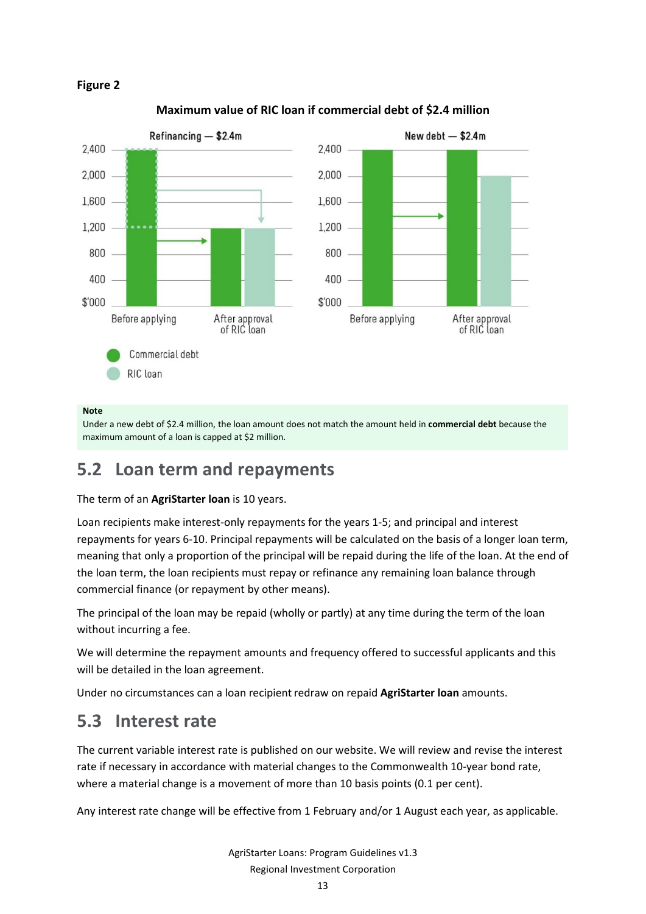**Figure 2**

**Maximum value of RIC loan if commercial debt of $2.4 million**

Refinancing — $2.4m

New debt — $2.4m

Commercial debt

RIC loan

**Note**

Under a new debt of $2.4 million, the loan amount does not match the amount held in **commercial debt** because the maximum amount of a loan is capped at $2 million.

## 5.2 Loan term and repayments

The term of an **AgriStarter loan** is 10 years.

Loan recipients make interest-only repayments for the years 1-5; and principal and interest repayments for years 6-10. Principal repayments will be calculated on the basis of a longer loan term, meaning that only a proportion of the principal will be repaid during the life of the loan. At the end of the loan term, the loan recipients must repay or refinance any remaining loan balance through commercial finance (or repayment by other means).

The principal of the loan may be repaid (wholly or partly) at any time during the term of the loan without incurring a fee.

We will determine the repayment amounts and frequency offered to successful applicants and this will be detailed in the loan agreement.

Under no circumstances can a loan recipient redraw on repaid **AgriStarter loan** amounts.

## 5.3 Interest rate

The current variable interest rate is published on our website. We will review and revise the interest rate if necessary in accordance with material changes to the Commonwealth 10-year bond rate, where a material change is a movement of more than 10 basis points (0.1 per cent).

Any interest rate change will be effective from 1 February and/or 1 August each year, as applicable.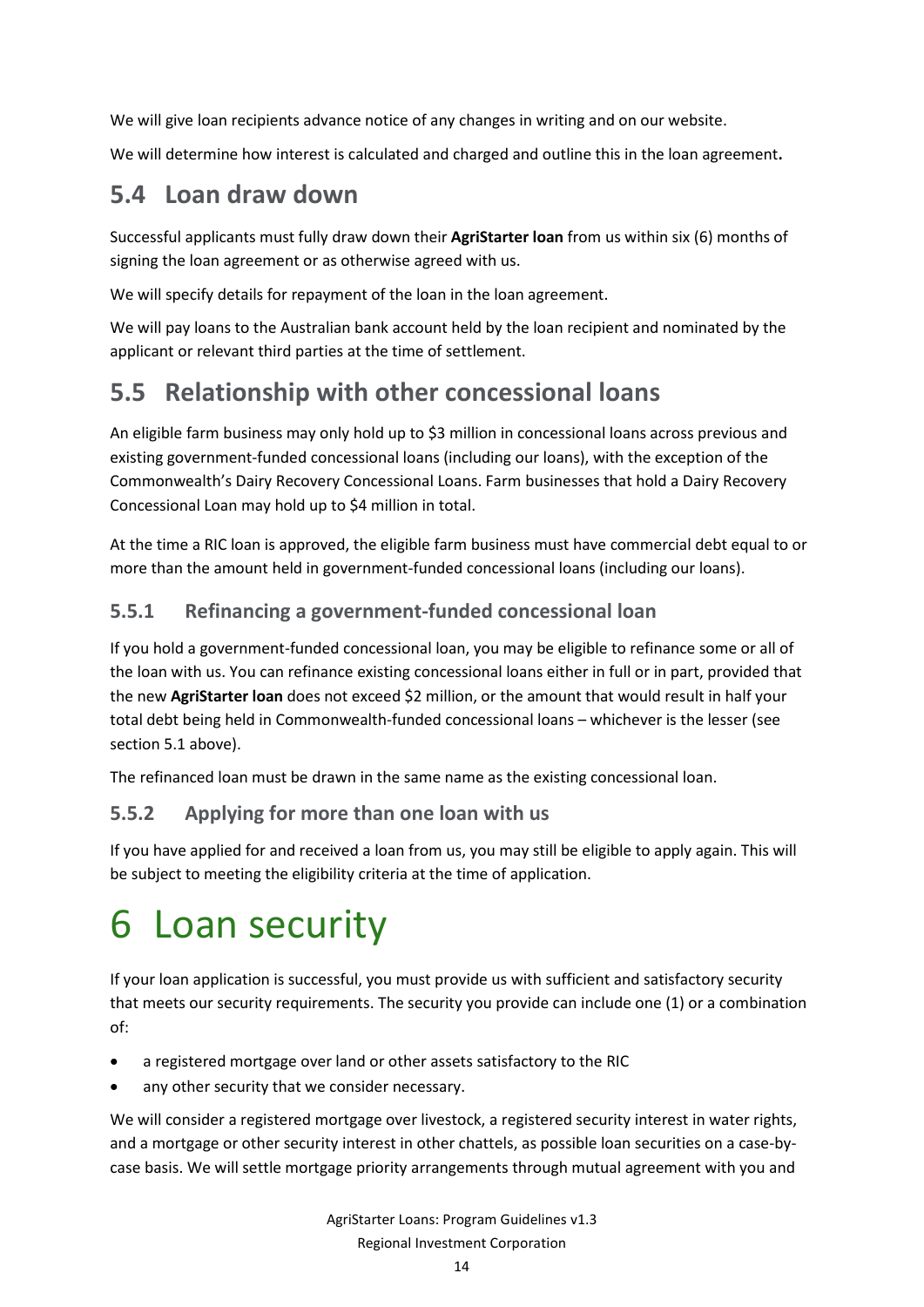We will give loan recipients advance notice of any changes in writing and on our website.

We will determine how interest is calculated and charged and outline this in the loan agreement**.**

## 5.4 Loan draw down

Successful applicants must fully draw down their **AgriStarter loan** from us within six (6) months of signing the loan agreement or as otherwise agreed with us.

We will specify details for repayment of the loan in the loan agreement.

We will pay loans to the Australian bank account held by the loan recipient and nominated by the applicant or relevant third parties at the time of settlement.

## 5.5 Relationship with other concessional loans

An eligible farm business may only hold up to $3 million in concessional loans across previous and existing government-funded concessional loans (including our loans), with the exception of the Commonwealth's Dairy Recovery Concessional Loans. Farm businesses that hold a Dairy Recovery Concessional Loan may hold up to $4 million in total.

At the time a RIC loan is approved, the eligible farm business must have commercial debt equal to or more than the amount held in government-funded concessional loans (including our loans).

### 5.5.1 Refinancing a government-funded concessional loan

If you hold a government-funded concessional loan, you may be eligible to refinance some or all of the loan with us. You can refinance existing concessional loans either in full or in part, provided that the new **AgriStarter loan** does not exceed $2 million, or the amount that would result in half your total debt being held in Commonwealth-funded concessional loans – whichever is the lesser (see section 5.1 above).

The refinanced loan must be drawn in the same name as the existing concessional loan.

### 5.5.2 Applying for more than one loan with us

If you have applied for and received a loan from us, you may still be eligible to apply again. This will be subject to meeting the eligibility criteria at the time of application.

# 6 Loan security

If your loan application is successful, you must provide us with sufficient and satisfactory security that meets our security requirements. The security you provide can include one (1) or a combination of:

- a registered mortgage over land or other assets satisfactory to the RIC
- any other security that we consider necessary.

We will consider a registered mortgage over livestock, a registered security interest in water rights, and a mortgage or other security interest in other chattels, as possible loan securities on a case-by-case basis. We will settle mortgage priority arrangements through mutual agreement with you and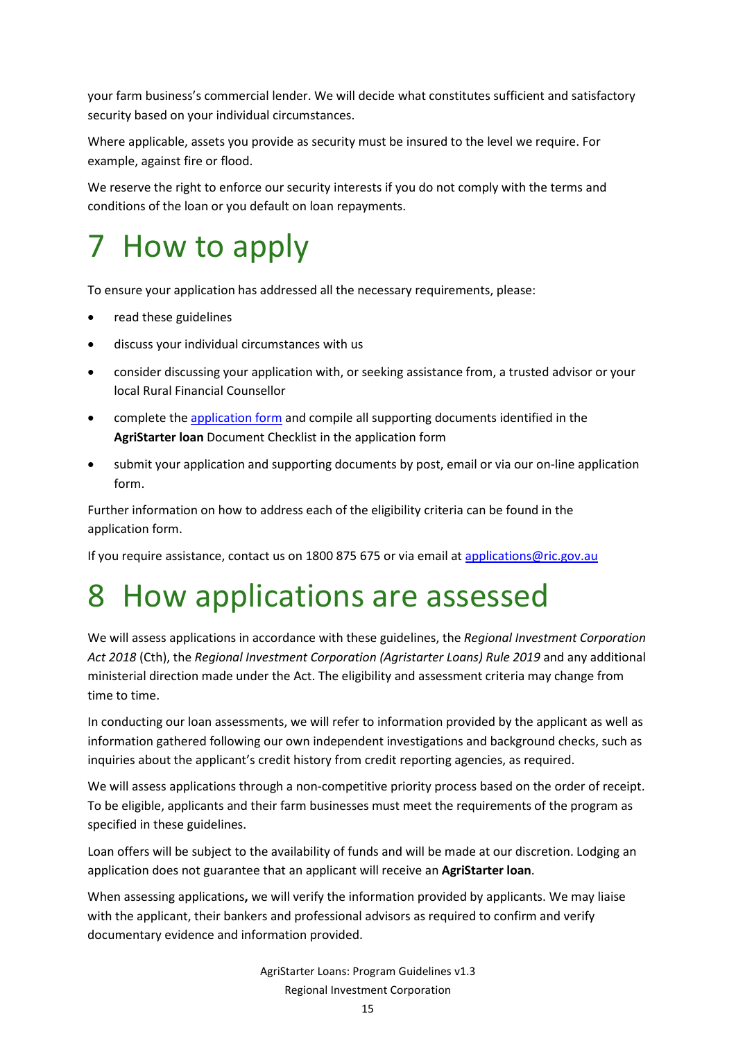your farm business's commercial lender. We will decide what constitutes sufficient and satisfactory security based on your individual circumstances.

Where applicable, assets you provide as security must be insured to the level we require. For example, against fire or flood.

We reserve the right to enforce our security interests if you do not comply with the terms and conditions of the loan or you default on loan repayments.

# 7 How to apply

To ensure your application has addressed all the necessary requirements, please:

- read these guidelines
- discuss your individual circumstances with us
- consider discussing your application with, or seeking assistance from, a trusted advisor or your local Rural Financial Counsellor
- complete the [application form]() and compile all supporting documents identified in the **AgriStarter loan** Document Checklist in the application form
- submit your application and supporting documents by post, email or via our on-line application form.

Further information on how to address each of the eligibility criteria can be found in the application form.

If you require assistance, contact us on 1800 875 675 or via email at [applications@ric.gov.au](mailto:applications@ric.gov.au)

# 8 How applications are assessed

We will assess applications in accordance with these guidelines, the *Regional Investment Corporation Act 2018* (Cth), the *Regional Investment Corporation (Agristarter Loans) Rule 2019* and any additional ministerial direction made under the Act. The eligibility and assessment criteria may change from time to time.

In conducting our loan assessments, we will refer to information provided by the applicant as well as information gathered following our own independent investigations and background checks, such as inquiries about the applicant's credit history from credit reporting agencies, as required.

We will assess applications through a non-competitive priority process based on the order of receipt. To be eligible, applicants and their farm businesses must meet the requirements of the program as specified in these guidelines.

Loan offers will be subject to the availability of funds and will be made at our discretion. Lodging an application does not guarantee that an applicant will receive an **AgriStarter loan**.

When assessing applications**,** we will verify the information provided by applicants. We may liaise with the applicant, their bankers and professional advisors as required to confirm and verify documentary evidence and information provided.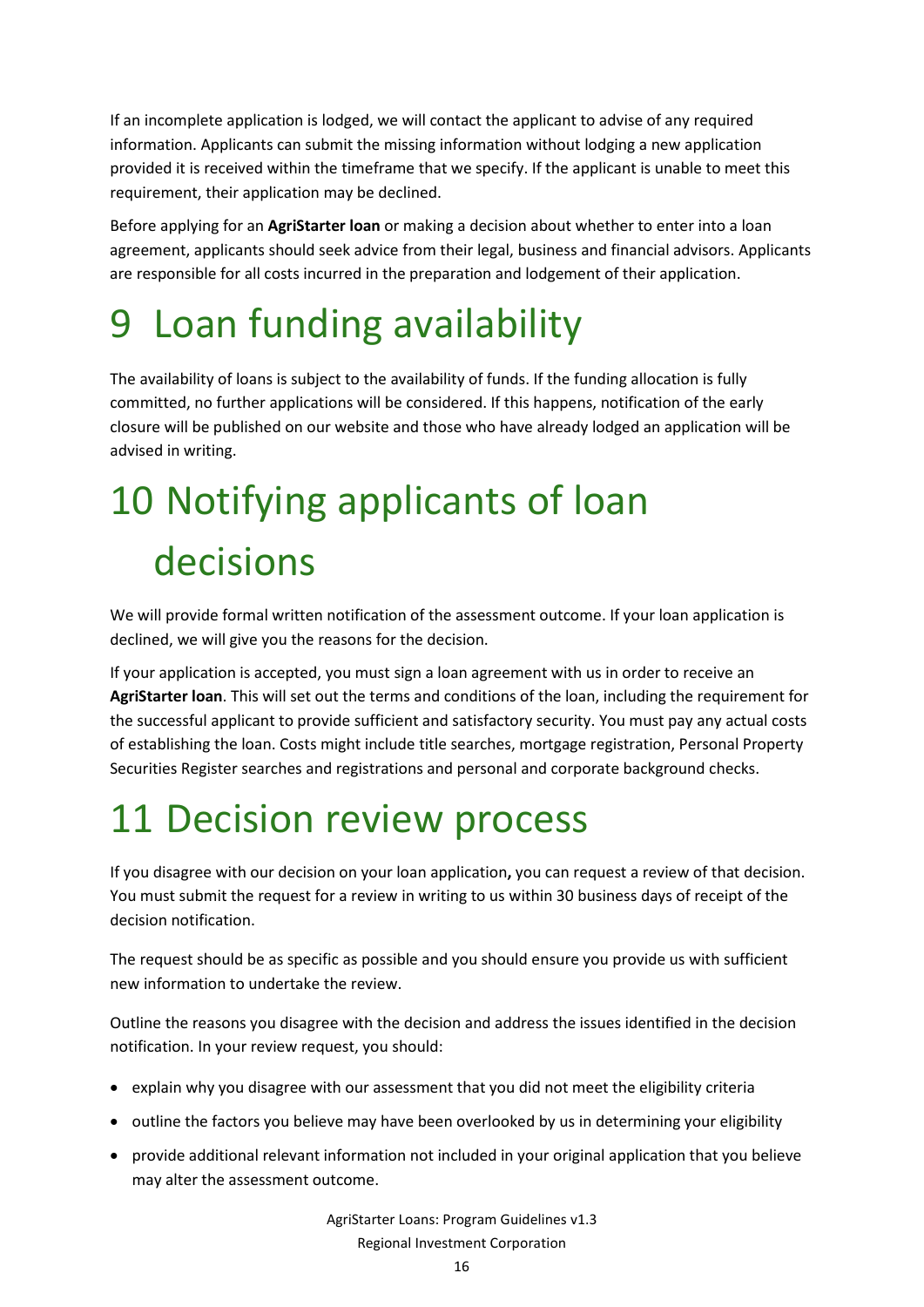If an incomplete application is lodged, we will contact the applicant to advise of any required information. Applicants can submit the missing information without lodging a new application provided it is received within the timeframe that we specify. If the applicant is unable to meet this requirement, their application may be declined.

Before applying for an **AgriStarter loan** or making a decision about whether to enter into a loan agreement, applicants should seek advice from their legal, business and financial advisors. Applicants are responsible for all costs incurred in the preparation and lodgement of their application.

# 9 Loan funding availability

The availability of loans is subject to the availability of funds. If the funding allocation is fully committed, no further applications will be considered. If this happens, notification of the early closure will be published on our website and those who have already lodged an application will be advised in writing.

# 10 Notifying applicants of loan decisions

We will provide formal written notification of the assessment outcome. If your loan application is declined, we will give you the reasons for the decision.

If your application is accepted, you must sign a loan agreement with us in order to receive an **AgriStarter loan**. This will set out the terms and conditions of the loan, including the requirement for the successful applicant to provide sufficient and satisfactory security. You must pay any actual costs of establishing the loan. Costs might include title searches, mortgage registration, Personal Property Securities Register searches and registrations and personal and corporate background checks.

# 11 Decision review process

If you disagree with our decision on your loan application**,** you can request a review of that decision. You must submit the request for a review in writing to us within 30 business days of receipt of the decision notification.

The request should be as specific as possible and you should ensure you provide us with sufficient new information to undertake the review.

Outline the reasons you disagree with the decision and address the issues identified in the decision notification. In your review request, you should:

- explain why you disagree with our assessment that you did not meet the eligibility criteria
- outline the factors you believe may have been overlooked by us in determining your eligibility
- provide additional relevant information not included in your original application that you believe may alter the assessment outcome.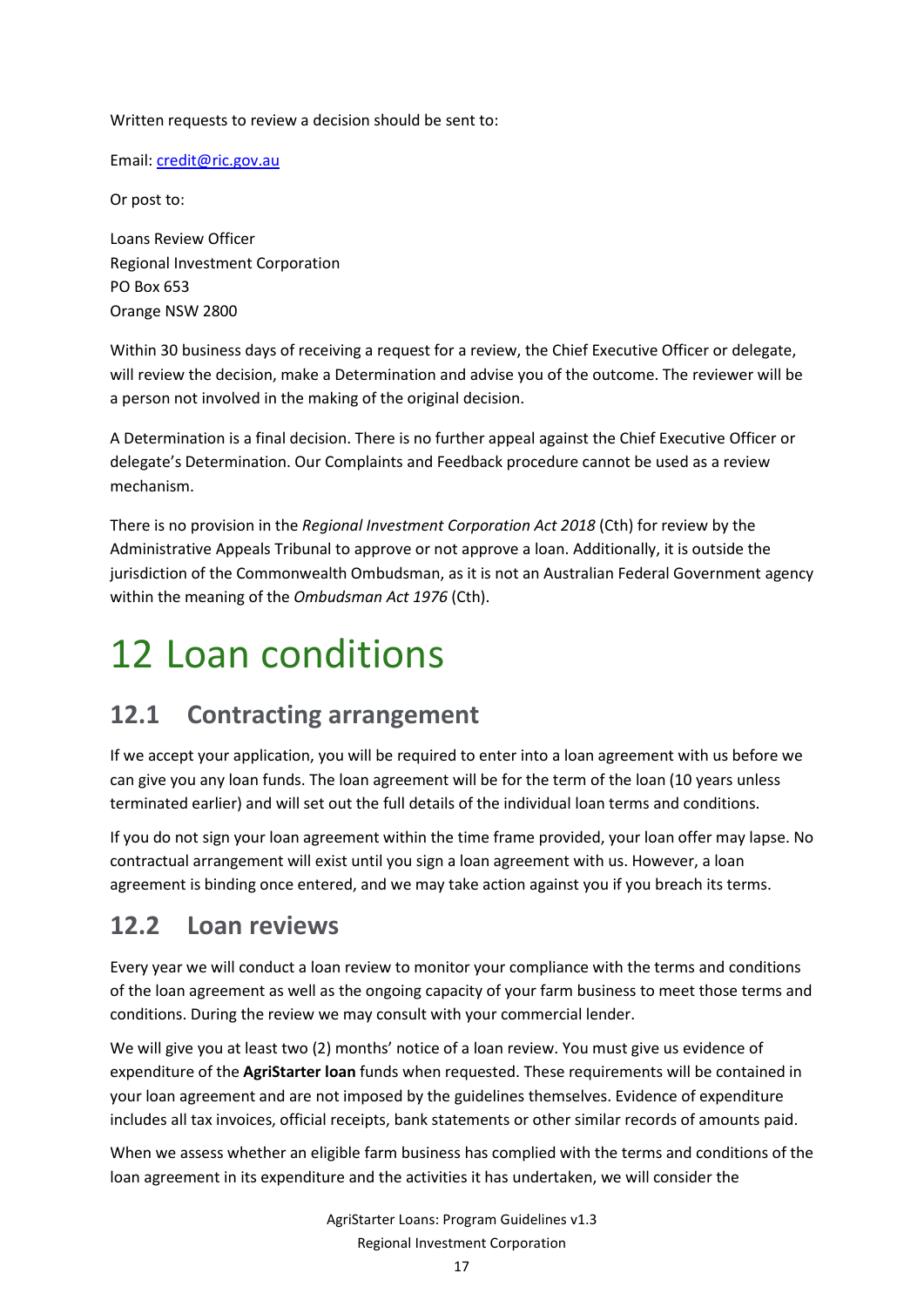Written requests to review a decision should be sent to:

Email: [credit@ric.gov.au](mailto:credit@ric.gov.au)

Or post to:

Loans Review Officer
Regional Investment Corporation
PO Box 653
Orange NSW 2800

Within 30 business days of receiving a request for a review, the Chief Executive Officer or delegate, will review the decision, make a Determination and advise you of the outcome. The reviewer will be a person not involved in the making of the original decision.

A Determination is a final decision. There is no further appeal against the Chief Executive Officer or delegate's Determination. Our Complaints and Feedback procedure cannot be used as a review mechanism.

There is no provision in the *Regional Investment Corporation Act 2018* (Cth) for review by the Administrative Appeals Tribunal to approve or not approve a loan. Additionally, it is outside the jurisdiction of the Commonwealth Ombudsman, as it is not an Australian Federal Government agency within the meaning of the *Ombudsman Act 1976* (Cth).

# 12 Loan conditions

## 12.1 Contracting arrangement

If we accept your application, you will be required to enter into a loan agreement with us before we can give you any loan funds. The loan agreement will be for the term of the loan (10 years unless terminated earlier) and will set out the full details of the individual loan terms and conditions.

If you do not sign your loan agreement within the time frame provided, your loan offer may lapse. No contractual arrangement will exist until you sign a loan agreement with us. However, a loan agreement is binding once entered, and we may take action against you if you breach its terms.

## 12.2 Loan reviews

Every year we will conduct a loan review to monitor your compliance with the terms and conditions of the loan agreement as well as the ongoing capacity of your farm business to meet those terms and conditions. During the review we may consult with your commercial lender.

We will give you at least two (2) months' notice of a loan review. You must give us evidence of expenditure of the **AgriStarter loan** funds when requested. These requirements will be contained in your loan agreement and are not imposed by the guidelines themselves. Evidence of expenditure includes all tax invoices, official receipts, bank statements or other similar records of amounts paid.

When we assess whether an eligible farm business has complied with the terms and conditions of the loan agreement in its expenditure and the activities it has undertaken, we will consider the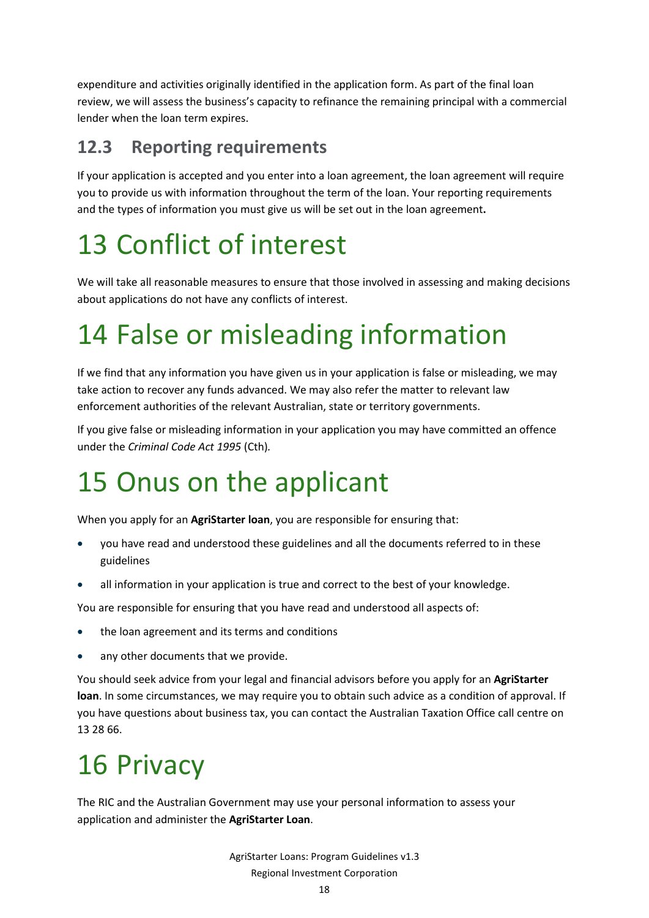expenditure and activities originally identified in the application form. As part of the final loan review, we will assess the business's capacity to refinance the remaining principal with a commercial lender when the loan term expires.

## 12.3 Reporting requirements

If your application is accepted and you enter into a loan agreement, the loan agreement will require you to provide us with information throughout the term of the loan. Your reporting requirements and the types of information you must give us will be set out in the loan agreement.

# 13 Conflict of interest

We will take all reasonable measures to ensure that those involved in assessing and making decisions about applications do not have any conflicts of interest.

# 14 False or misleading information

If we find that any information you have given us in your application is false or misleading, we may take action to recover any funds advanced. We may also refer the matter to relevant law enforcement authorities of the relevant Australian, state or territory governments.

If you give false or misleading information in your application you may have committed an offence under the *Criminal Code Act 1995* (Cth).

# 15 Onus on the applicant

When you apply for an **AgriStarter loan**, you are responsible for ensuring that:

- you have read and understood these guidelines and all the documents referred to in these guidelines
- all information in your application is true and correct to the best of your knowledge.

You are responsible for ensuring that you have read and understood all aspects of:

- the loan agreement and its terms and conditions
- any other documents that we provide.

You should seek advice from your legal and financial advisors before you apply for an **AgriStarter loan**. In some circumstances, we may require you to obtain such advice as a condition of approval. If you have questions about business tax, you can contact the Australian Taxation Office call centre on 13 28 66.

# 16 Privacy

The RIC and the Australian Government may use your personal information to assess your application and administer the **AgriStarter Loan**.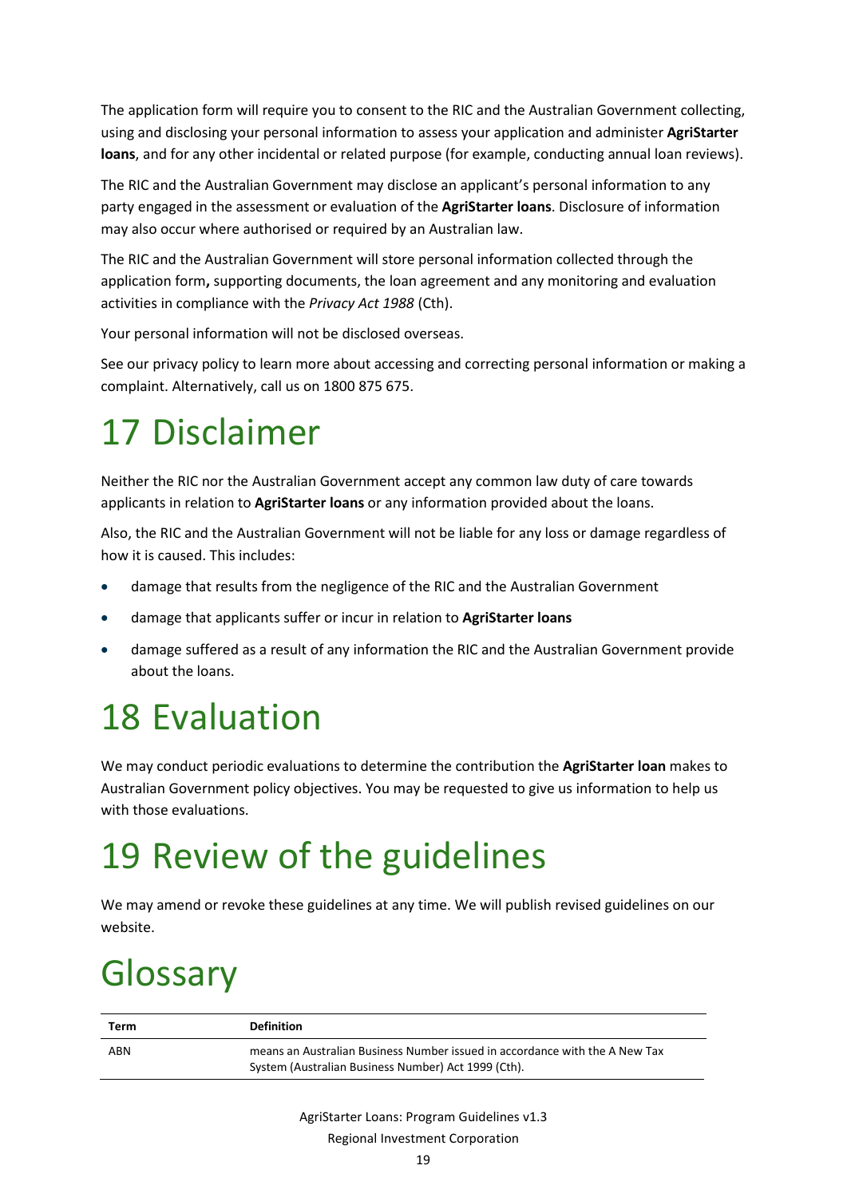The application form will require you to consent to the RIC and the Australian Government collecting, using and disclosing your personal information to assess your application and administer **AgriStarter loans**, and for any other incidental or related purpose (for example, conducting annual loan reviews).

The RIC and the Australian Government may disclose an applicant's personal information to any party engaged in the assessment or evaluation of the **AgriStarter loans**. Disclosure of information may also occur where authorised or required by an Australian law.

The RIC and the Australian Government will store personal information collected through the application form**,** supporting documents, the loan agreement and any monitoring and evaluation activities in compliance with the *Privacy Act 1988* (Cth).

Your personal information will not be disclosed overseas.

See our privacy policy to learn more about accessing and correcting personal information or making a complaint. Alternatively, call us on 1800 875 675.

# 17 Disclaimer

Neither the RIC nor the Australian Government accept any common law duty of care towards applicants in relation to **AgriStarter loans** or any information provided about the loans.

Also, the RIC and the Australian Government will not be liable for any loss or damage regardless of how it is caused. This includes:

- damage that results from the negligence of the RIC and the Australian Government
- damage that applicants suffer or incur in relation to **AgriStarter loans**
- damage suffered as a result of any information the RIC and the Australian Government provide about the loans.

# 18 Evaluation

We may conduct periodic evaluations to determine the contribution the **AgriStarter loan** makes to Australian Government policy objectives. You may be requested to give us information to help us with those evaluations.

# 19 Review of the guidelines

We may amend or revoke these guidelines at any time. We will publish revised guidelines on our website.

# Glossary

| Term | Definition |
|---|---|
| ABN | means an Australian Business Number issued in accordance with the A New Tax System (Australian Business Number) Act 1999 (Cth). |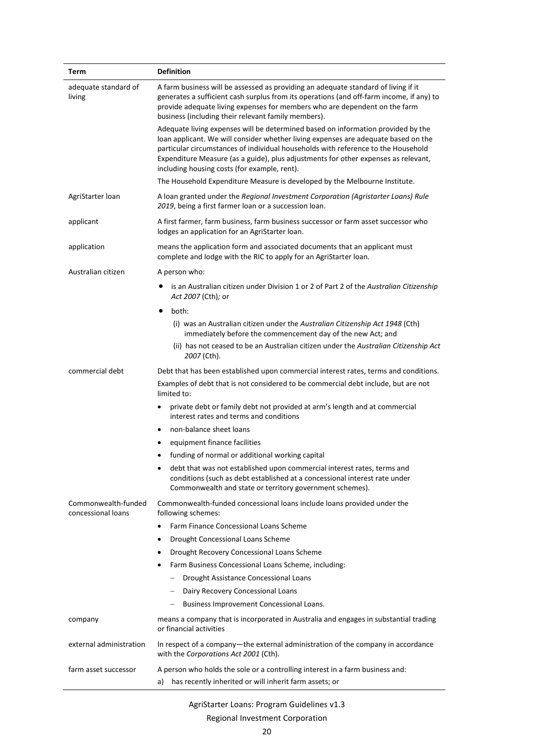| Term | Definition |
| --- | --- |
| adequate standard of living | A farm business will be assessed as providing an adequate standard of living if it generates a sufficient cash surplus from its operations (and off-farm income, if any) to provide adequate living expenses for members who are dependent on the farm business (including their relevant family members).<br><br>Adequate living expenses will be determined based on information provided by the loan applicant. We will consider whether living expenses are adequate based on the particular circumstances of individual households with reference to the Household Expenditure Measure (as a guide), plus adjustments for other expenses as relevant, including housing costs (for example, rent).<br><br>The Household Expenditure Measure is developed by the Melbourne Institute. |
| AgriStarter loan | A loan granted under the *Regional Investment Corporation (Agristarter Loans) Rule 2019*, being a first farmer loan or a succession loan. |
| applicant | A first farmer, farm business, farm business successor or farm asset successor who lodges an application for an AgriStarter loan. |
| application | means the application form and associated documents that an applicant must complete and lodge with the RIC to apply for an AgriStarter loan. |
| Australian citizen | A person who:<br>• is an Australian citizen under Division 1 or 2 of Part 2 of the *Australian Citizenship Act 2007* (Cth)*;* or<br>• both:<br>(i) was an Australian citizen under the *Australian Citizenship Act 1948* (Cth) immediately before the commencement day of the new Act; and<br>(ii) has not ceased to be an Australian citizen under the *Australian Citizenship Act 2007* (Cth). |
| commercial debt | Debt that has been established upon commercial interest rates, terms and conditions.<br>Examples of debt that is not considered to be commercial debt include, but are not limited to:<br>• private debt or family debt not provided at arm's length and at commercial interest rates and terms and conditions<br>• non-balance sheet loans<br>• equipment finance facilities<br>• funding of normal or additional working capital<br>• debt that was not established upon commercial interest rates, terms and conditions (such as debt established at a concessional interest rate under Commonwealth and state or territory government schemes). |
| Commonwealth-funded concessional loans | Commonwealth-funded concessional loans include loans provided under the following schemes:<br>• Farm Finance Concessional Loans Scheme<br>• Drought Concessional Loans Scheme<br>• Drought Recovery Concessional Loans Scheme<br>• Farm Business Concessional Loans Scheme, including:<br>– Drought Assistance Concessional Loans<br>– Dairy Recovery Concessional Loans<br>– Business Improvement Concessional Loans. |
| company | means a company that is incorporated in Australia and engages in substantial trading or financial activities |
| external administration | In respect of a company—the external administration of the company in accordance with the *Corporations Act 2001* (Cth). |
| farm asset successor | A person who holds the sole or a controlling interest in a farm business and:<br>a) has recently inherited or will inherit farm assets; or |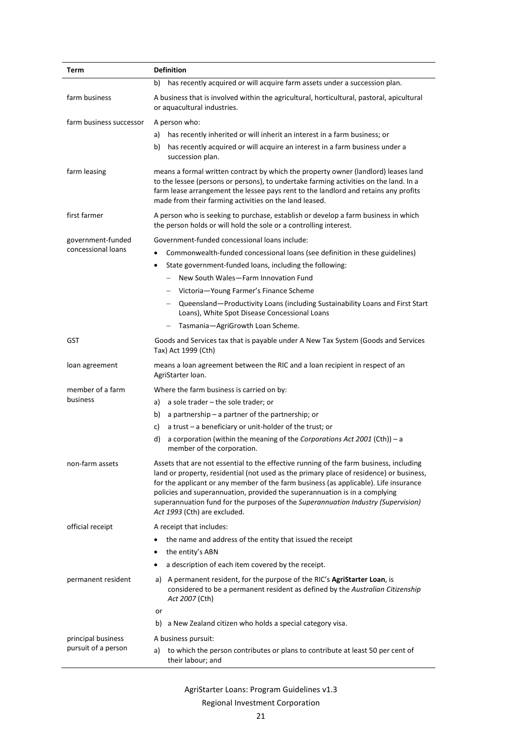| Term | Definition |
| --- | --- |
| | b) has recently acquired or will acquire farm assets under a succession plan. |
| farm business | A business that is involved within the agricultural, horticultural, pastoral, apicultural or aquacultural industries. |
| farm business successor | A person who:<br>a) has recently inherited or will inherit an interest in a farm business; or<br>b) has recently acquired or will acquire an interest in a farm business under a succession plan. |
| farm leasing | means a formal written contract by which the property owner (landlord) leases land to the lessee (persons or persons), to undertake farming activities on the land. In a farm lease arrangement the lessee pays rent to the landlord and retains any profits made from their farming activities on the land leased. |
| first farmer | A person who is seeking to purchase, establish or develop a farm business in which the person holds or will hold the sole or a controlling interest. |
| government-funded concessional loans | Government-funded concessional loans include:<br>• Commonwealth-funded concessional loans (see definition in these guidelines)<br>• State government-funded loans, including the following:<br>– New South Wales—Farm Innovation Fund<br>– Victoria—Young Farmer's Finance Scheme<br>– Queensland—Productivity Loans (including Sustainability Loans and First Start Loans), White Spot Disease Concessional Loans<br>– Tasmania—AgriGrowth Loan Scheme. |
| GST | Goods and Services tax that is payable under A New Tax System (Goods and Services Tax) Act 1999 (Cth) |
| loan agreement | means a loan agreement between the RIC and a loan recipient in respect of an AgriStarter loan. |
| member of a farm business | Where the farm business is carried on by:<br>a) a sole trader – the sole trader; or<br>b) a partnership – a partner of the partnership; or<br>c) a trust – a beneficiary or unit-holder of the trust; or<br>d) a corporation (within the meaning of the *Corporations Act 2001* (Cth)) – a member of the corporation. |
| non-farm assets | Assets that are not essential to the effective running of the farm business, including land or property, residential (not used as the primary place of residence) or business, for the applicant or any member of the farm business (as applicable). Life insurance policies and superannuation, provided the superannuation is in a complying superannuation fund for the purposes of the *Superannuation Industry (Supervision) Act 1993* (Cth) are excluded. |
| official receipt | A receipt that includes:<br>• the name and address of the entity that issued the receipt<br>• the entity's ABN<br>• a description of each item covered by the receipt. |
| permanent resident | a) A permanent resident, for the purpose of the RIC's **AgriStarter Loan**, is considered to be a permanent resident as defined by the *Australian Citizenship Act 2007* (Cth)<br>or<br>b) a New Zealand citizen who holds a special category visa. |
| principal business pursuit of a person | A business pursuit:<br>a) to which the person contributes or plans to contribute at least 50 per cent of their labour; and |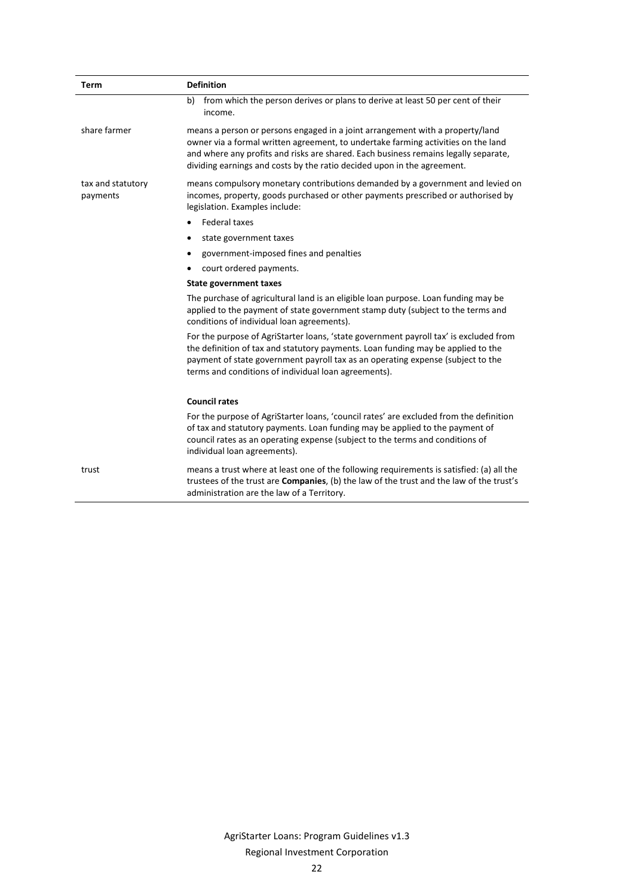| Term | Definition |
|---|---|
| | b) from which the person derives or plans to derive at least 50 per cent of their income. |
| share farmer | means a person or persons engaged in a joint arrangement with a property/land owner via a formal written agreement, to undertake farming activities on the land and where any profits and risks are shared. Each business remains legally separate, dividing earnings and costs by the ratio decided upon in the agreement. |
| tax and statutory payments | means compulsory monetary contributions demanded by a government and levied on incomes, property, goods purchased or other payments prescribed or authorised by legislation. Examples include:<br>• Federal taxes<br>• state government taxes<br>• government-imposed fines and penalties<br>• court ordered payments.<br>**State government taxes**<br>The purchase of agricultural land is an eligible loan purpose. Loan funding may be applied to the payment of state government stamp duty (subject to the terms and conditions of individual loan agreements).<br>For the purpose of AgriStarter loans, 'state government payroll tax' is excluded from the definition of tax and statutory payments. Loan funding may be applied to the payment of state government payroll tax as an operating expense (subject to the terms and conditions of individual loan agreements).<br>**Council rates**<br>For the purpose of AgriStarter loans, 'council rates' are excluded from the definition of tax and statutory payments. Loan funding may be applied to the payment of council rates as an operating expense (subject to the terms and conditions of individual loan agreements). |
| trust | means a trust where at least one of the following requirements is satisfied: (a) all the trustees of the trust are **Companies**, (b) the law of the trust and the law of the trust's administration are the law of a Territory. |